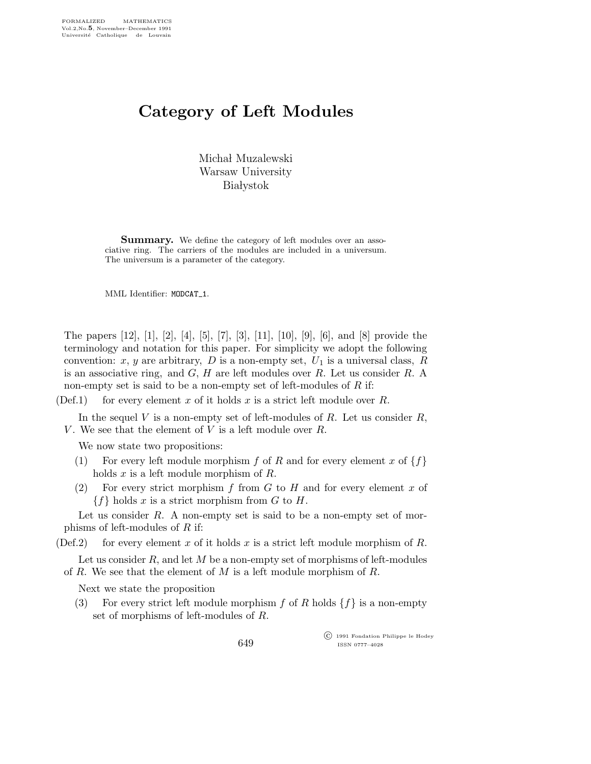# Category of Left Modules

Michał Muzalewski
Warsaw University
Białystok

**Summary.** We define the category of left modules over an associative ring. The carriers of the modules are included in a universum. The universum is a parameter of the category.

MML Identifier: MODCAT_1.

The papers [12], [1], [2], [4], [5], [7], [3], [11], [10], [9], [6], and [8] provide the terminology and notation for this paper. For simplicity we adopt the following convention: $x$, $y$ are arbitrary, $D$ is a non-empty set, $U_1$ is a universal class, $R$ is an associative ring, and $G$, $H$ are left modules over $R$. Let us consider $R$. A non-empty set is said to be a non-empty set of left-modules of $R$ if:

(Def.1) for every element $x$ of it holds $x$ is a strict left module over $R$.

In the sequel $V$ is a non-empty set of left-modules of $R$. Let us consider $R$, $V$. We see that the element of $V$ is a left module over $R$.

We now state two propositions:

(1) For every left module morphism $f$ of $R$ and for every element $x$ of $\{f\}$ holds $x$ is a left module morphism of $R$.

(2) For every strict morphism $f$ from $G$ to $H$ and for every element $x$ of $\{f\}$ holds $x$ is a strict morphism from $G$ to $H$.

Let us consider $R$. A non-empty set is said to be a non-empty set of morphisms of left-modules of $R$ if:

(Def.2) for every element $x$ of it holds $x$ is a strict left module morphism of $R$.

Let us consider $R$, and let $M$ be a non-empty set of morphisms of left-modules of $R$. We see that the element of $M$ is a left module morphism of $R$.

Next we state the proposition

(3) For every strict left module morphism $f$ of $R$ holds $\{f\}$ is a non-empty set of morphisms of left-modules of $R$.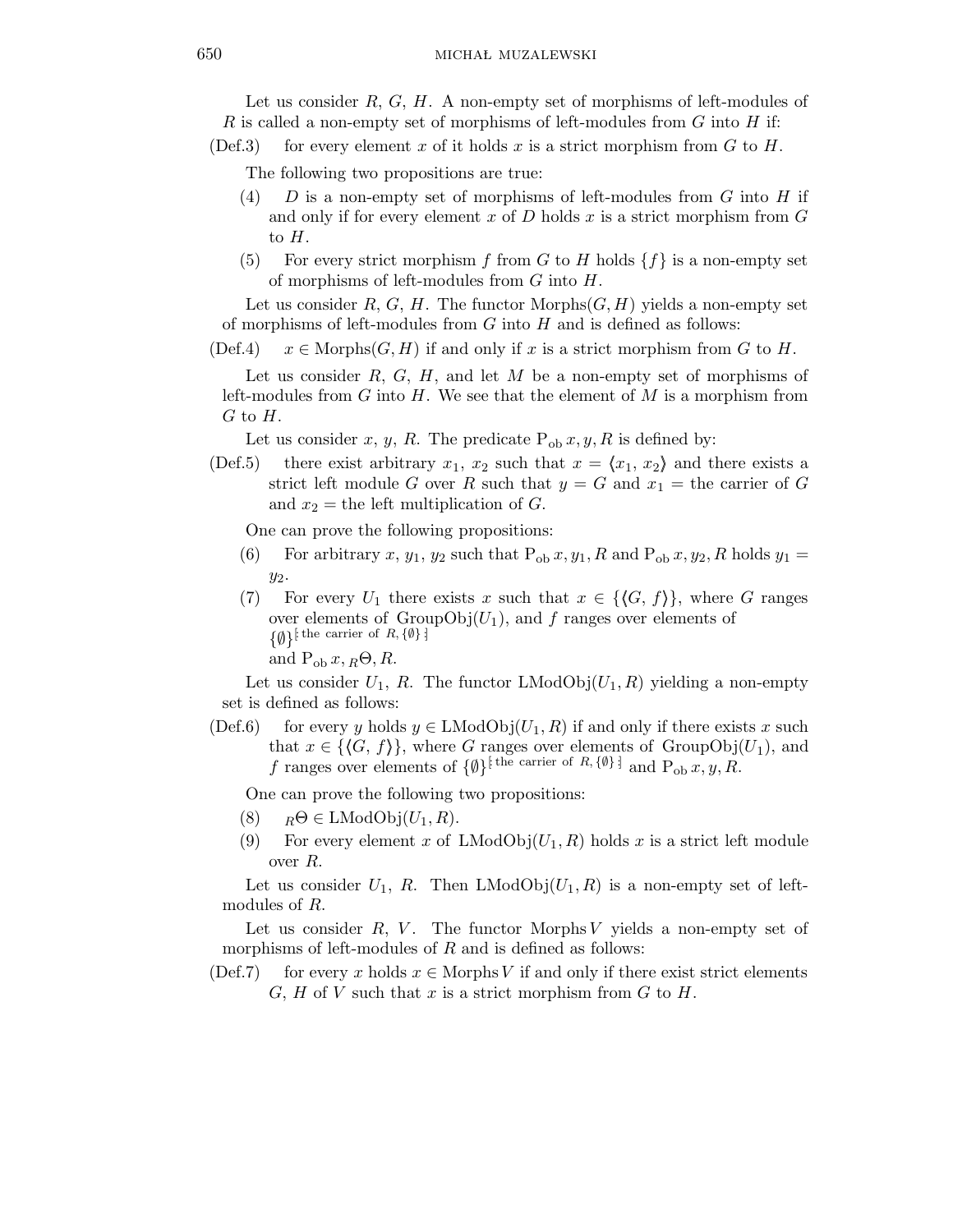Let us consider $R$, $G$, $H$. A non-empty set of morphisms of left-modules of $R$ is called a non-empty set of morphisms of left-modules from $G$ into $H$ if:

(Def.3) for every element $x$ of it holds $x$ is a strict morphism from $G$ to $H$.

The following two propositions are true:

(4) $D$ is a non-empty set of morphisms of left-modules from $G$ into $H$ if and only if for every element $x$ of $D$ holds $x$ is a strict morphism from $G$ to $H$.

(5) For every strict morphism $f$ from $G$ to $H$ holds $\{f\}$ is a non-empty set of morphisms of left-modules from $G$ into $H$.

Let us consider $R$, $G$, $H$. The functor $\mathrm{Morphs}(G, H)$ yields a non-empty set of morphisms of left-modules from $G$ into $H$ and is defined as follows:

(Def.4) $x \in \mathrm{Morphs}(G, H)$ if and only if $x$ is a strict morphism from $G$ to $H$.

Let us consider $R$, $G$, $H$, and let $M$ be a non-empty set of morphisms of left-modules from $G$ into $H$. We see that the element of $M$ is a morphism from $G$ to $H$.

Let us consider $x$, $y$, $R$. The predicate $\mathrm{P}_{\mathrm{ob}}\, x, y, R$ is defined by:

(Def.5) there exist arbitrary $x_1$, $x_2$ such that $x = \langle x_1, x_2 \rangle$ and there exists a strict left module $G$ over $R$ such that $y = G$ and $x_1 =$ the carrier of $G$ and $x_2 =$ the left multiplication of $G$.

One can prove the following propositions:

(6) For arbitrary $x$, $y_1$, $y_2$ such that $\mathrm{P}_{\mathrm{ob}}\, x, y_1, R$ and $\mathrm{P}_{\mathrm{ob}}\, x, y_2, R$ holds $y_1 = y_2$.

(7) For every $U_1$ there exists $x$ such that $x \in \{\langle G, f \rangle\}$, where $G$ ranges over elements of $\mathrm{GroupObj}(U_1)$, and $f$ ranges over elements of $\{\emptyset\}^{[\text{: the carrier of } R, \{\emptyset\} :]}$ and $\mathrm{P}_{\mathrm{ob}}\, x, {}_R\Theta, R$.

Let us consider $U_1$, $R$. The functor $\mathrm{LModObj}(U_1, R)$ yielding a non-empty set is defined as follows:

(Def.6) for every $y$ holds $y \in \mathrm{LModObj}(U_1, R)$ if and only if there exists $x$ such that $x \in \{\langle G, f \rangle\}$, where $G$ ranges over elements of $\mathrm{GroupObj}(U_1)$, and $f$ ranges over elements of $\{\emptyset\}^{[\text{: the carrier of } R, \{\emptyset\} :]}$ and $\mathrm{P}_{\mathrm{ob}}\, x, y, R$.

One can prove the following two propositions:

(8) ${}_R\Theta \in \mathrm{LModObj}(U_1, R)$.

(9) For every element $x$ of $\mathrm{LModObj}(U_1, R)$ holds $x$ is a strict left module over $R$.

Let us consider $U_1$, $R$. Then $\mathrm{LModObj}(U_1, R)$ is a non-empty set of left-modules of $R$.

Let us consider $R$, $V$. The functor $\mathrm{Morphs}\, V$ yields a non-empty set of morphisms of left-modules of $R$ and is defined as follows:

(Def.7) for every $x$ holds $x \in \mathrm{Morphs}\, V$ if and only if there exist strict elements $G$, $H$ of $V$ such that $x$ is a strict morphism from $G$ to $H$.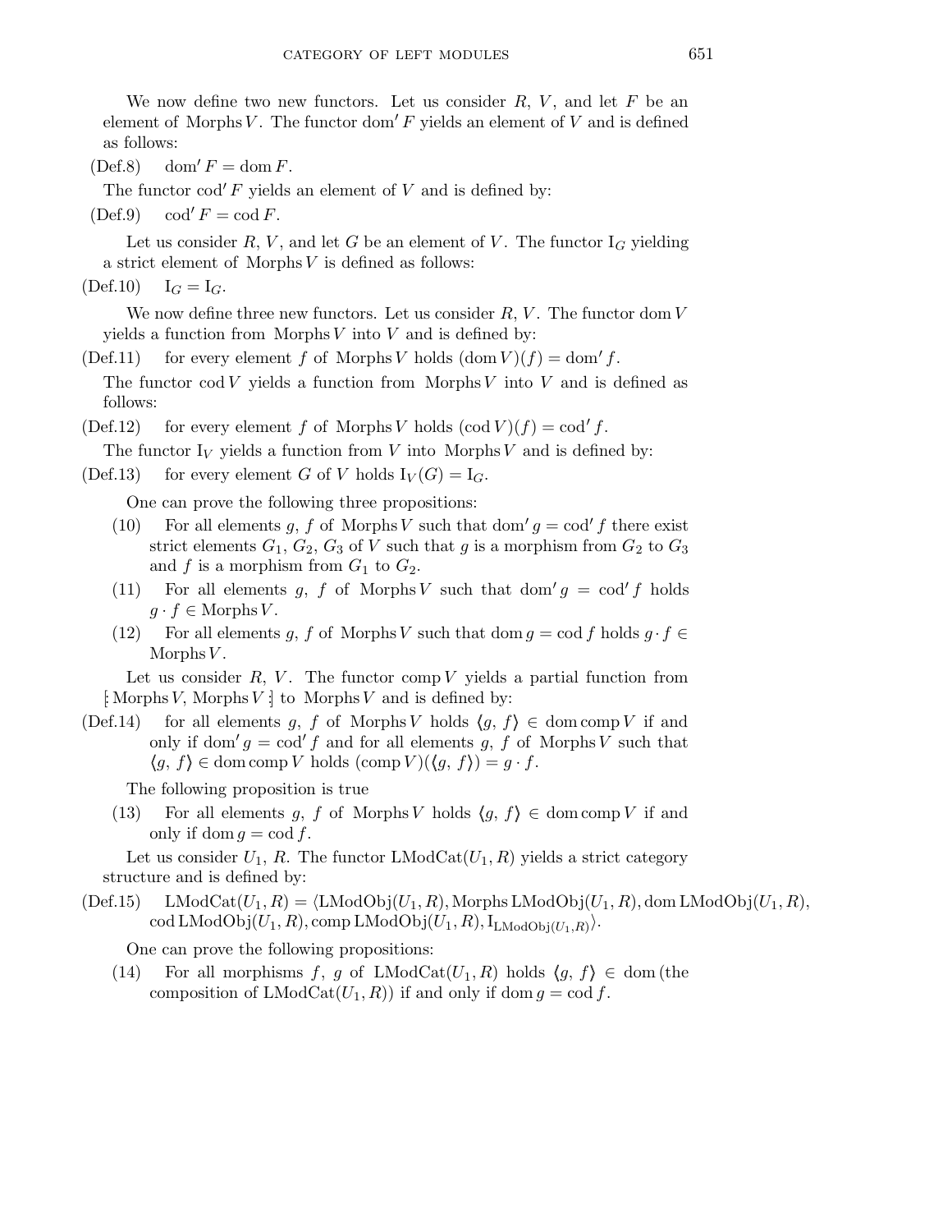We now define two new functors. Let us consider $R$, $V$, and let $F$ be an element of $\mathrm{Morphs}\,V$. The functor $\mathrm{dom}'\,F$ yields an element of $V$ and is defined as follows:

(Def.8) $\quad \mathrm{dom}'\,F = \mathrm{dom}\,F$.

The functor $\mathrm{cod}'\,F$ yields an element of $V$ and is defined by:

(Def.9) $\quad \mathrm{cod}'\,F = \mathrm{cod}\,F$.

Let us consider $R$, $V$, and let $G$ be an element of $V$. The functor $\mathrm{I}_G$ yielding a strict element of $\mathrm{Morphs}\,V$ is defined as follows:

(Def.10) $\quad \mathrm{I}_G = \mathrm{I}_G$.

We now define three new functors. Let us consider $R$, $V$. The functor $\mathrm{dom}\,V$ yields a function from $\mathrm{Morphs}\,V$ into $V$ and is defined by:

(Def.11) for every element $f$ of $\mathrm{Morphs}\,V$ holds $(\mathrm{dom}\,V)(f) = \mathrm{dom}'\,f$.

The functor $\mathrm{cod}\,V$ yields a function from $\mathrm{Morphs}\,V$ into $V$ and is defined as follows:

(Def.12) for every element $f$ of $\mathrm{Morphs}\,V$ holds $(\mathrm{cod}\,V)(f) = \mathrm{cod}'\,f$.

The functor $\mathrm{I}_V$ yields a function from $V$ into $\mathrm{Morphs}\,V$ and is defined by:

(Def.13) for every element $G$ of $V$ holds $\mathrm{I}_V(G) = \mathrm{I}_G$.

One can prove the following three propositions:

(10) For all elements $g$, $f$ of $\mathrm{Morphs}\,V$ such that $\mathrm{dom}'\,g = \mathrm{cod}'\,f$ there exist strict elements $G_1$, $G_2$, $G_3$ of $V$ such that $g$ is a morphism from $G_2$ to $G_3$ and $f$ is a morphism from $G_1$ to $G_2$.

(11) For all elements $g$, $f$ of $\mathrm{Morphs}\,V$ such that $\mathrm{dom}'\,g = \mathrm{cod}'\,f$ holds $g \cdot f \in \mathrm{Morphs}\,V$.

(12) For all elements $g$, $f$ of $\mathrm{Morphs}\,V$ such that $\mathrm{dom}\,g = \mathrm{cod}\,f$ holds $g \cdot f \in \mathrm{Morphs}\,V$.

Let us consider $R$, $V$. The functor $\mathrm{comp}\,V$ yields a partial function from $[\!:\mathrm{Morphs}\,V, \mathrm{Morphs}\,V:\!]$ to $\mathrm{Morphs}\,V$ and is defined by:

(Def.14) for all elements $g$, $f$ of $\mathrm{Morphs}\,V$ holds $\langle g, f\rangle \in \mathrm{dom}\,\mathrm{comp}\,V$ if and only if $\mathrm{dom}'\,g = \mathrm{cod}'\,f$ and for all elements $g$, $f$ of $\mathrm{Morphs}\,V$ such that $\langle g, f\rangle \in \mathrm{dom}\,\mathrm{comp}\,V$ holds $(\mathrm{comp}\,V)(\langle g, f\rangle) = g \cdot f$.

The following proposition is true

(13) For all elements $g$, $f$ of $\mathrm{Morphs}\,V$ holds $\langle g, f\rangle \in \mathrm{dom}\,\mathrm{comp}\,V$ if and only if $\mathrm{dom}\,g = \mathrm{cod}\,f$.

Let us consider $U_1$, $R$. The functor $\mathrm{LModCat}(U_1, R)$ yields a strict category structure and is defined by:

(Def.15) $\quad \mathrm{LModCat}(U_1, R) = \langle \mathrm{LModObj}(U_1, R), \mathrm{Morphs}\,\mathrm{LModObj}(U_1, R), \mathrm{dom}\,\mathrm{LModObj}(U_1, R), \mathrm{cod}\,\mathrm{LModObj}(U_1, R), \mathrm{comp}\,\mathrm{LModObj}(U_1, R), \mathrm{I}_{\mathrm{LModObj}(U_1, R)}\rangle$.

One can prove the following propositions:

(14) For all morphisms $f$, $g$ of $\mathrm{LModCat}(U_1, R)$ holds $\langle g, f\rangle \in \mathrm{dom}$ (the composition of $\mathrm{LModCat}(U_1, R)$) if and only if $\mathrm{dom}\,g = \mathrm{cod}\,f$.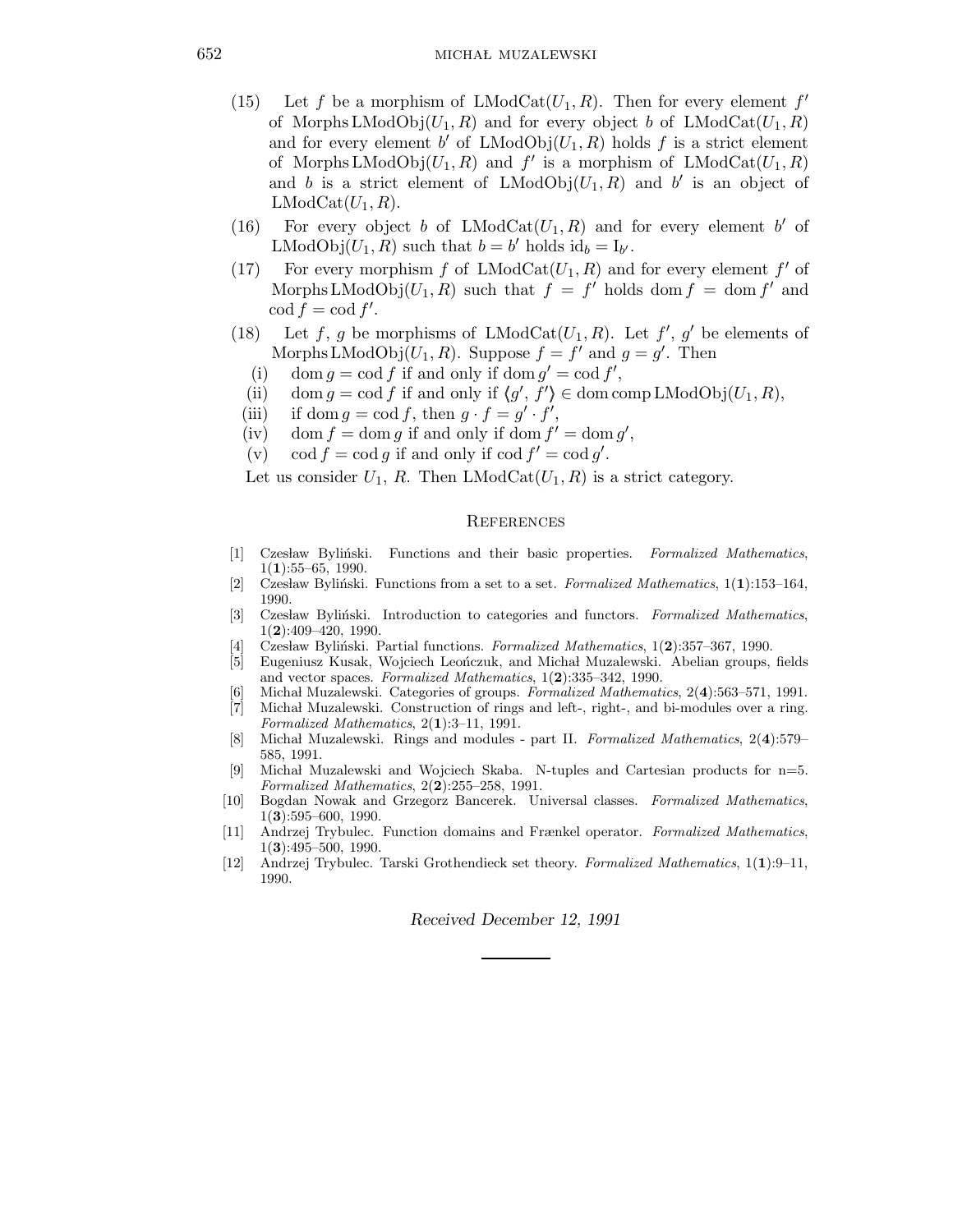(15) Let $f$ be a morphism of $\mathrm{LModCat}(U_1, R)$. Then for every element $f'$ of $\mathrm{Morphs}\,\mathrm{LModObj}(U_1, R)$ and for every object $b$ of $\mathrm{LModCat}(U_1, R)$ and for every element $b'$ of $\mathrm{LModObj}(U_1, R)$ holds $f$ is a strict element of $\mathrm{Morphs}\,\mathrm{LModObj}(U_1, R)$ and $f'$ is a morphism of $\mathrm{LModCat}(U_1, R)$ and $b$ is a strict element of $\mathrm{LModObj}(U_1, R)$ and $b'$ is an object of $\mathrm{LModCat}(U_1, R)$.

(16) For every object $b$ of $\mathrm{LModCat}(U_1, R)$ and for every element $b'$ of $\mathrm{LModObj}(U_1, R)$ such that $b = b'$ holds $\mathrm{id}_b = \mathrm{I}_{b'}$.

(17) For every morphism $f$ of $\mathrm{LModCat}(U_1, R)$ and for every element $f'$ of $\mathrm{Morphs}\,\mathrm{LModObj}(U_1, R)$ such that $f = f'$ holds $\mathrm{dom}\, f = \mathrm{dom}\, f'$ and $\mathrm{cod}\, f = \mathrm{cod}\, f'$.

(18) Let $f$, $g$ be morphisms of $\mathrm{LModCat}(U_1, R)$. Let $f'$, $g'$ be elements of $\mathrm{Morphs}\,\mathrm{LModObj}(U_1, R)$. Suppose $f = f'$ and $g = g'$. Then

- (i) $\mathrm{dom}\, g = \mathrm{cod}\, f$ if and only if $\mathrm{dom}\, g' = \mathrm{cod}\, f'$,
- (ii) $\mathrm{dom}\, g = \mathrm{cod}\, f$ if and only if $\langle g', f' \rangle \in \mathrm{dom}\,\mathrm{comp}\,\mathrm{LModObj}(U_1, R)$,
- (iii) if $\mathrm{dom}\, g = \mathrm{cod}\, f$, then $g \cdot f = g' \cdot f'$,
- (iv) $\mathrm{dom}\, f = \mathrm{dom}\, g$ if and only if $\mathrm{dom}\, f' = \mathrm{dom}\, g'$,
- (v) $\mathrm{cod}\, f = \mathrm{cod}\, g$ if and only if $\mathrm{cod}\, f' = \mathrm{cod}\, g'$.

Let us consider $U_1$, $R$. Then $\mathrm{LModCat}(U_1, R)$ is a strict category.

## References

[1] Czesław Byliński. Functions and their basic properties. *Formalized Mathematics*, 1(**1**):55–65, 1990.

[2] Czesław Byliński. Functions from a set to a set. *Formalized Mathematics*, 1(**1**):153–164, 1990.

[3] Czesław Byliński. Introduction to categories and functors. *Formalized Mathematics*, 1(**2**):409–420, 1990.

[4] Czesław Byliński. Partial functions. *Formalized Mathematics*, 1(**2**):357–367, 1990.

[5] Eugeniusz Kusak, Wojciech Leończuk, and Michał Muzalewski. Abelian groups, fields and vector spaces. *Formalized Mathematics*, 1(**2**):335–342, 1990.

[6] Michał Muzalewski. Categories of groups. *Formalized Mathematics*, 2(**4**):563–571, 1991.

[7] Michał Muzalewski. Construction of rings and left-, right-, and bi-modules over a ring. *Formalized Mathematics*, 2(**1**):3–11, 1991.

[8] Michał Muzalewski. Rings and modules - part II. *Formalized Mathematics*, 2(**4**):579–585, 1991.

[9] Michał Muzalewski and Wojciech Skaba. N-tuples and Cartesian products for n=5. *Formalized Mathematics*, 2(**2**):255–258, 1991.

[10] Bogdan Nowak and Grzegorz Bancerek. Universal classes. *Formalized Mathematics*, 1(**3**):595–600, 1990.

[11] Andrzej Trybulec. Function domains and Frænkel operator. *Formalized Mathematics*, 1(**3**):495–500, 1990.

[12] Andrzej Trybulec. Tarski Grothendieck set theory. *Formalized Mathematics*, 1(**1**):9–11, 1990.

*Received December 12, 1991*